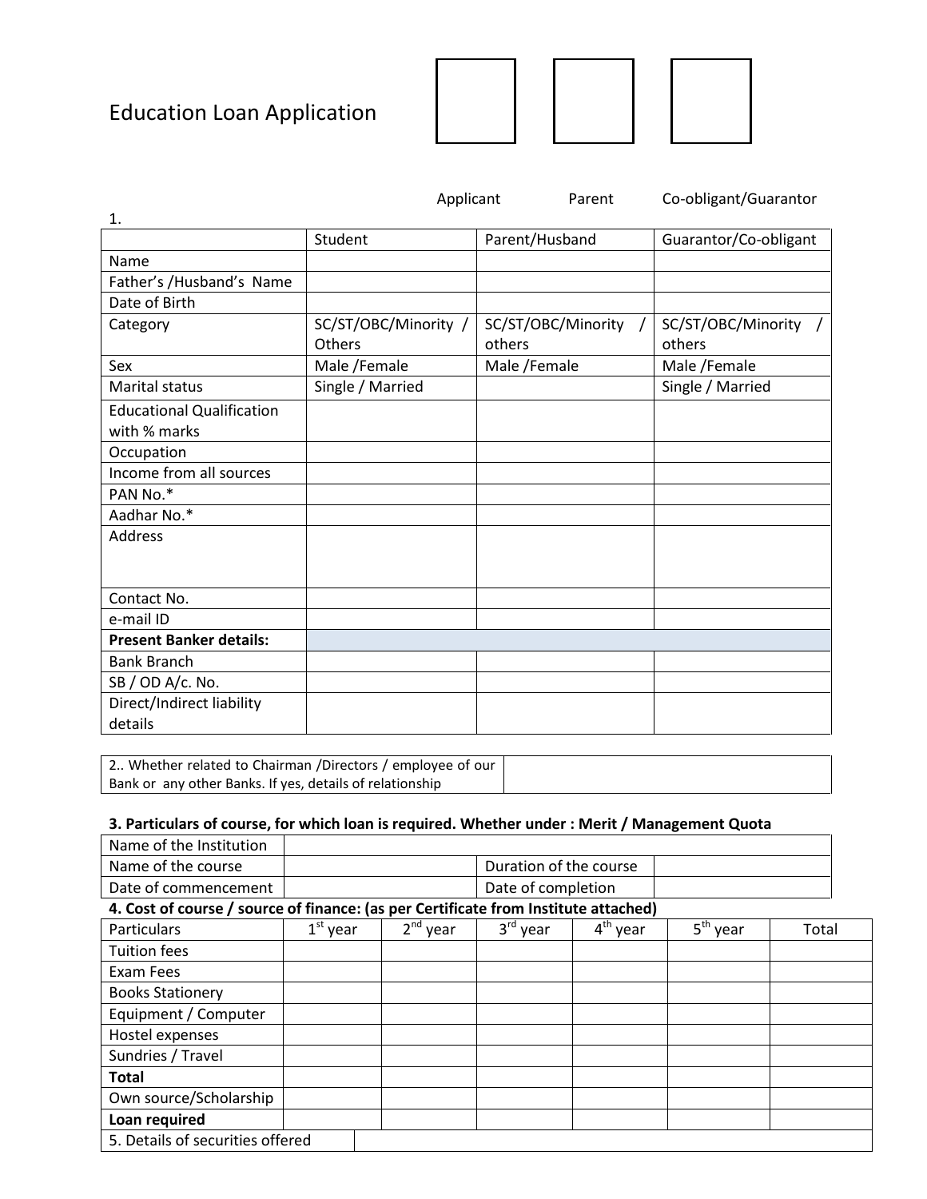# Education Loan Application

Applicant Parent Co-obligant/Guarantor

1.

| | Student | Parent/Husband | Guarantor/Co-obligant |
|---|---|---|---|
| Name | | | |
| Father's /Husband's Name | | | |
| Date of Birth | | | |
| Category | SC/ST/OBC/Minority / Others | SC/ST/OBC/Minority / others | SC/ST/OBC/Minority / others |
| Sex | Male /Female | Male /Female | Male /Female |
| Marital status | Single / Married | | Single / Married |
| Educational Qualification with % marks | | | |
| Occupation | | | |
| Income from all sources | | | |
| PAN No.* | | | |
| Aadhar No.* | | | |
| Address | | | |
| Contact No. | | | |
| e-mail ID | | | |
| **Present Banker details:** | | | |
| Bank Branch | | | |
| SB / OD A/c. No. | | | |
| Direct/Indirect liability details | | | |

| 2.. Whether related to Chairman /Directors / employee of our Bank or any other Banks. If yes, details of relationship | |
|---|---|

**3. Particulars of course, for which loan is required. Whether under : Merit / Management Quota**

| Name of the Institution | | | |
|---|---|---|---|
| Name of the course | | Duration of the course | |
| Date of commencement | | Date of completion | |

**4. Cost of course / source of finance: (as per Certificate from Institute attached)**

| Particulars | 1st year | 2nd year | 3rd year | 4th year | 5th year | Total |
|---|---|---|---|---|---|---|
| Tuition fees | | | | | | |
| Exam Fees | | | | | | |
| Books Stationery | | | | | | |
| Equipment / Computer | | | | | | |
| Hostel expenses | | | | | | |
| Sundries / Travel | | | | | | |
| **Total** | | | | | | |
| Own source/Scholarship | | | | | | |
| **Loan required** | | | | | | |

| 5. Details of securities offered | |
|---|---|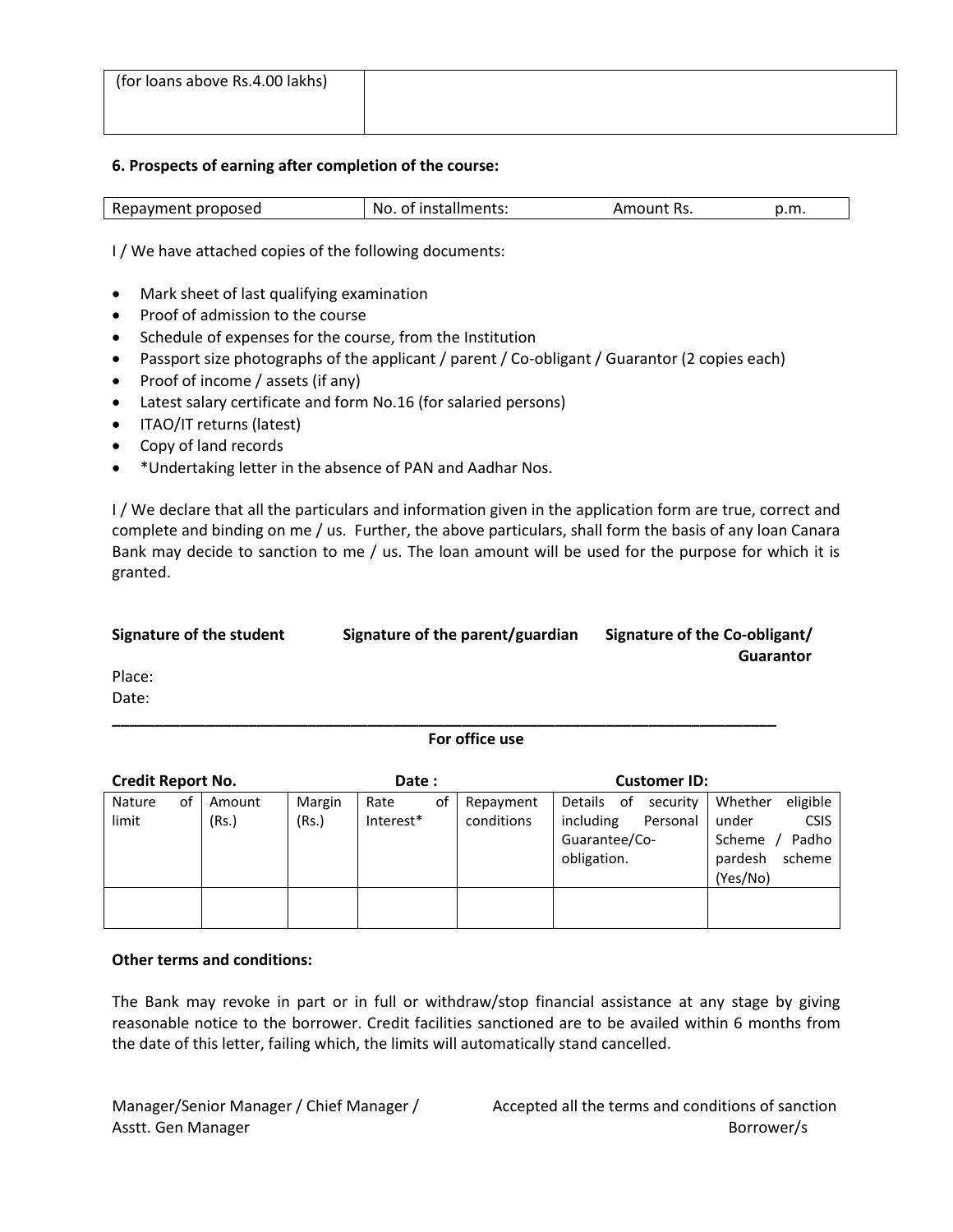| | |
|---|---|
| (for loans above Rs.4.00 lakhs) | |

**6. Prospects of earning after completion of the course:**

| | |
|---|---|
| Repayment proposed | No. of installments: Amount Rs. p.m. |

I / We have attached copies of the following documents:

- Mark sheet of last qualifying examination
- Proof of admission to the course
- Schedule of expenses for the course, from the Institution
- Passport size photographs of the applicant / parent / Co-obligant / Guarantor (2 copies each)
- Proof of income / assets (if any)
- Latest salary certificate and form No.16 (for salaried persons)
- ITAO/IT returns (latest)
- Copy of land records
- *Undertaking letter in the absence of PAN and Aadhar Nos.

I / We declare that all the particulars and information given in the application form are true, correct and complete and binding on me / us. Further, the above particulars, shall form the basis of any loan Canara Bank may decide to sanction to me / us. The loan amount will be used for the purpose for which it is granted.

**Signature of the student** **Signature of the parent/guardian** **Signature of the Co-obligant/ Guarantor**

Place:
Date:

---

**For office use**

**Credit Report No.** **Date :** **Customer ID:**

| Nature of limit | Amount (Rs.) | Margin (Rs.) | Rate of Interest* | Repayment conditions | Details of security including Personal Guarantee/Co-obligation. | Whether eligible under CSIS Scheme / Padho pardesh scheme (Yes/No) |
|---|---|---|---|---|---|---|
| | | | | | | |

**Other terms and conditions:**

The Bank may revoke in part or in full or withdraw/stop financial assistance at any stage by giving reasonable notice to the borrower. Credit facilities sanctioned are to be availed within 6 months from the date of this letter, failing which, the limits will automatically stand cancelled.

Manager/Senior Manager / Chief Manager / Asstt. Gen Manager

Accepted all the terms and conditions of sanction
Borrower/s